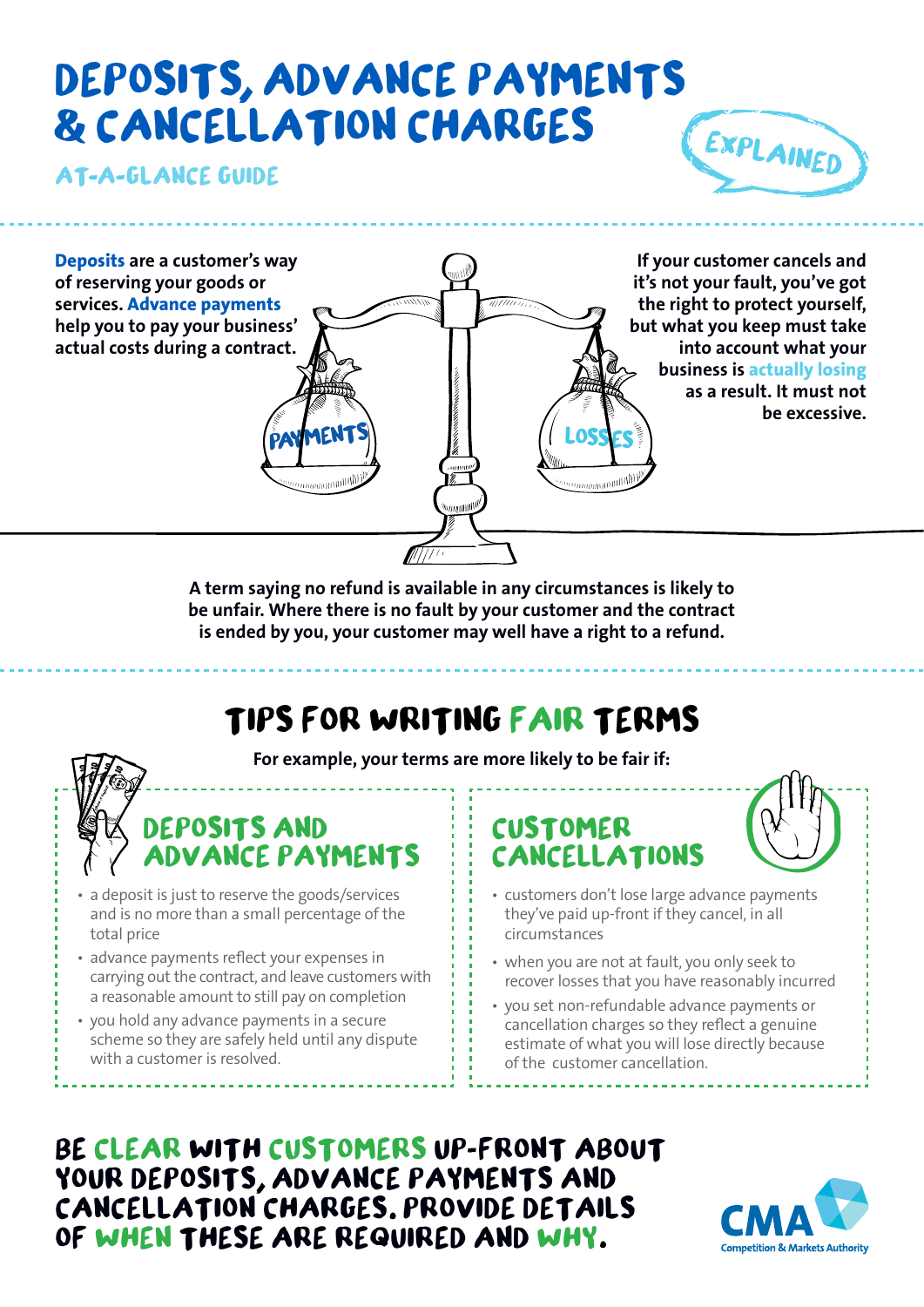# DEPOSITS, ADVANCE PAYMENTS & CANCELLATION CHARGES

EXPLAINED

## AT-A-GLANCE GUIDE

**Deposits are a customer's way of reserving your goods or services. Advance payments help you to pay your business' actual costs during a contract.**

PAYMENTS

LOSSES

**If your customer cancels and it's not your fault, you've got the right to protect yourself, but what you keep must take into account what your business is actually losing as a result. It must not be excessive.**

**A term saying no refund is available in any circumstances is likely to be unfair. Where there is no fault by your customer and the contract is ended by you, your customer may well have a right to a refund.**

## TIPS FOR WRITING FAIR TERMS

**For example, your terms are more likely to be fair if:**

### DEPOSITS AND ADVANCE PAYMENTS

- a deposit is just to reserve the goods/services and is no more than a small percentage of the total price
- advance payments reflect your expenses in carrying out the contract, and leave customers with a reasonable amount to still pay on completion
- you hold any advance payments in a secure scheme so they are safely held until any dispute with a customer is resolved.

### CUSTOMER CANCELLATIONS

- customers don't lose large advance payments they've paid up-front if they cancel, in all circumstances
- when you are not at fault, you only seek to recover losses that you have reasonably incurred
- you set non-refundable advance payments or cancellation charges so they reflect a genuine estimate of what you will lose directly because of the customer cancellation.

## BE CLEAR WITH CUSTOMERS UP-FRONT ABOUT YOUR DEPOSITS, ADVANCE PAYMENTS AND CANCELLATION CHARGES. PROVIDE DETAILS OF WHEN THESE ARE REQUIRED AND WHY.

CMA Competition & Markets Authority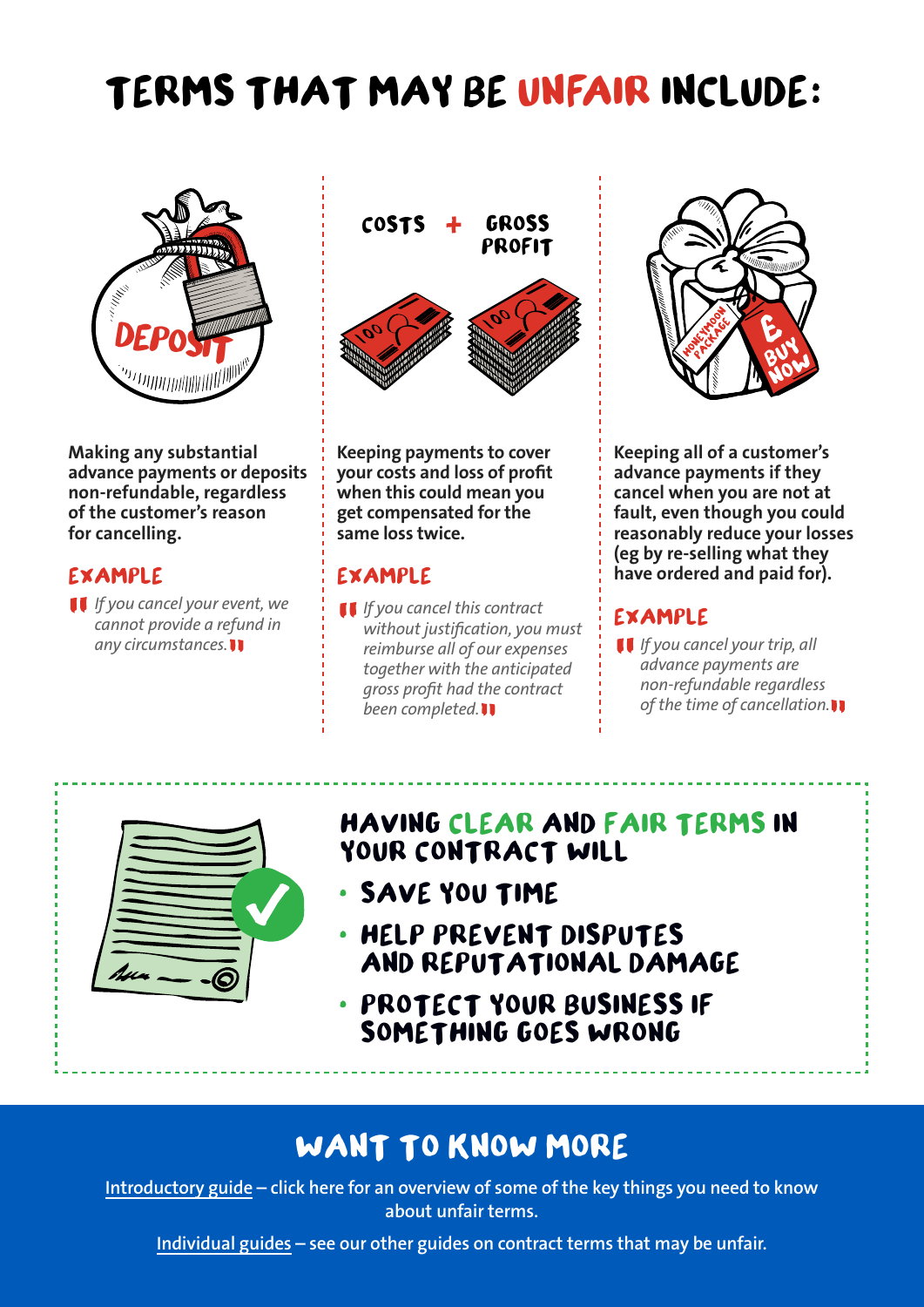# TERMS THAT MAY BE UNFAIR INCLUDE:

**Making any substantial advance payments or deposits non-refundable, regardless of the customer's reason for cancelling.**

## EXAMPLE

*"If you cancel your event, we cannot provide a refund in any circumstances."*

COSTS + GROSS PROFIT

**Keeping payments to cover your costs and loss of profit when this could mean you get compensated for the same loss twice.**

## EXAMPLE

*"If you cancel this contract without justification, you must reimburse all of our expenses together with the anticipated gross profit had the contract been completed."*

**Keeping all of a customer's advance payments if they cancel when you are not at fault, even though you could reasonably reduce your losses (eg by re-selling what they have ordered and paid for).**

## EXAMPLE

*"If you cancel your trip, all advance payments are non-refundable regardless of the time of cancellation."*

## HAVING CLEAR AND FAIR TERMS IN YOUR CONTRACT WILL

- SAVE YOU TIME
- HELP PREVENT DISPUTES AND REPUTATIONAL DAMAGE
- PROTECT YOUR BUSINESS IF SOMETHING GOES WRONG

# WANT TO KNOW MORE

**Introductory guide – click here for an overview of some of the key things you need to know about unfair terms.**

**Individual guides – see our other guides on contract terms that may be unfair.**